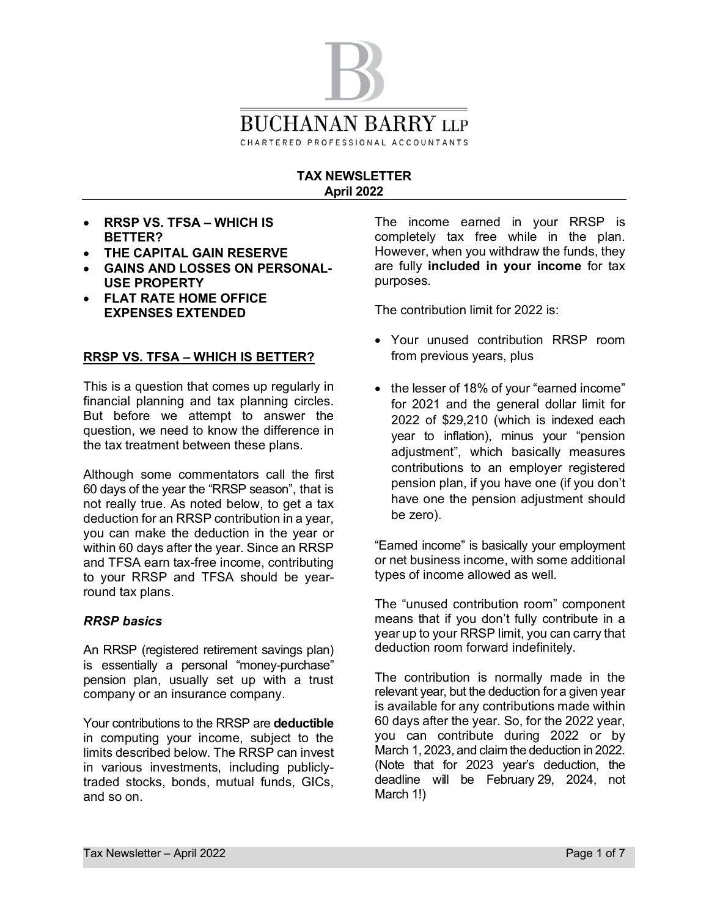# BUCHANAN BARRY LLP

CHARTERED PROFESSIONAL ACCOUNTANTS

**TAX NEWSLETTER**
**April 2022**

- **RRSP VS. TFSA – WHICH IS BETTER?**
- **THE CAPITAL GAIN RESERVE**
- **GAINS AND LOSSES ON PERSONAL-USE PROPERTY**
- **FLAT RATE HOME OFFICE EXPENSES EXTENDED**

## RRSP VS. TFSA – WHICH IS BETTER?

This is a question that comes up regularly in financial planning and tax planning circles. But before we attempt to answer the question, we need to know the difference in the tax treatment between these plans.

Although some commentators call the first 60 days of the year the "RRSP season", that is not really true. As noted below, to get a tax deduction for an RRSP contribution in a year, you can make the deduction in the year or within 60 days after the year. Since an RRSP and TFSA earn tax-free income, contributing to your RRSP and TFSA should be year-round tax plans.

### *RRSP basics*

An RRSP (registered retirement savings plan) is essentially a personal "money-purchase" pension plan, usually set up with a trust company or an insurance company.

Your contributions to the RRSP are **deductible** in computing your income, subject to the limits described below. The RRSP can invest in various investments, including publicly-traded stocks, bonds, mutual funds, GICs, and so on.

The income earned in your RRSP is completely tax free while in the plan. However, when you withdraw the funds, they are fully **included in your income** for tax purposes.

The contribution limit for 2022 is:

- Your unused contribution RRSP room from previous years, plus
- the lesser of 18% of your "earned income" for 2021 and the general dollar limit for 2022 of $29,210 (which is indexed each year to inflation), minus your "pension adjustment", which basically measures contributions to an employer registered pension plan, if you have one (if you don't have one the pension adjustment should be zero).

"Earned income" is basically your employment or net business income, with some additional types of income allowed as well.

The "unused contribution room" component means that if you don't fully contribute in a year up to your RRSP limit, you can carry that deduction room forward indefinitely.

The contribution is normally made in the relevant year, but the deduction for a given year is available for any contributions made within 60 days after the year. So, for the 2022 year, you can contribute during 2022 or by March 1, 2023, and claim the deduction in 2022. (Note that for 2023 year's deduction, the deadline will be February 29, 2024, not March 1!)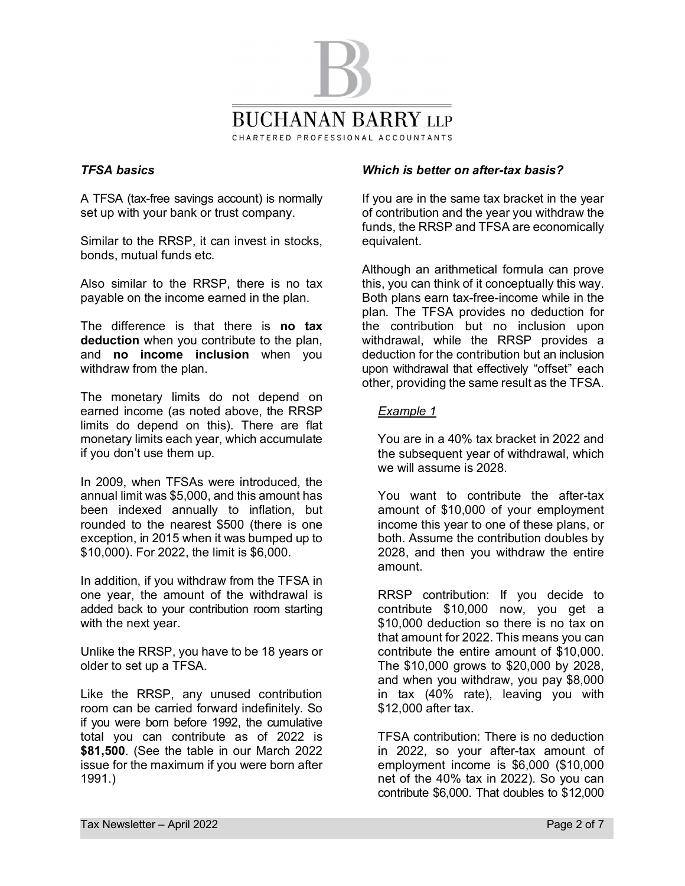### *TFSA basics*

A TFSA (tax-free savings account) is normally set up with your bank or trust company.

Similar to the RRSP, it can invest in stocks, bonds, mutual funds etc.

Also similar to the RRSP, there is no tax payable on the income earned in the plan.

The difference is that there is **no tax deduction** when you contribute to the plan, and **no income inclusion** when you withdraw from the plan.

The monetary limits do not depend on earned income (as noted above, the RRSP limits do depend on this). There are flat monetary limits each year, which accumulate if you don't use them up.

In 2009, when TFSAs were introduced, the annual limit was $5,000, and this amount has been indexed annually to inflation, but rounded to the nearest $500 (there is one exception, in 2015 when it was bumped up to $10,000). For 2022, the limit is $6,000.

In addition, if you withdraw from the TFSA in one year, the amount of the withdrawal is added back to your contribution room starting with the next year.

Unlike the RRSP, you have to be 18 years or older to set up a TFSA.

Like the RRSP, any unused contribution room can be carried forward indefinitely. So if you were born before 1992, the cumulative total you can contribute as of 2022 is **$81,500**. (See the table in our March 2022 issue for the maximum if you were born after 1991.)

### *Which is better on after-tax basis?*

If you are in the same tax bracket in the year of contribution and the year you withdraw the funds, the RRSP and TFSA are economically equivalent.

Although an arithmetical formula can prove this, you can think of it conceptually this way. Both plans earn tax-free-income while in the plan. The TFSA provides no deduction for the contribution but no inclusion upon withdrawal, while the RRSP provides a deduction for the contribution but an inclusion upon withdrawal that effectively "offset" each other, providing the same result as the TFSA.

> <u>Example 1</u>
>
> You are in a 40% tax bracket in 2022 and the subsequent year of withdrawal, which we will assume is 2028.
>
> You want to contribute the after-tax amount of $10,000 of your employment income this year to one of these plans, or both. Assume the contribution doubles by 2028, and then you withdraw the entire amount.
>
> RRSP contribution: If you decide to contribute $10,000 now, you get a $10,000 deduction so there is no tax on that amount for 2022. This means you can contribute the entire amount of $10,000. The $10,000 grows to $20,000 by 2028, and when you withdraw, you pay $8,000 in tax (40% rate), leaving you with $12,000 after tax.
>
> TFSA contribution: There is no deduction in 2022, so your after-tax amount of employment income is $6,000 ($10,000 net of the 40% tax in 2022). So you can contribute $6,000. That doubles to $12,000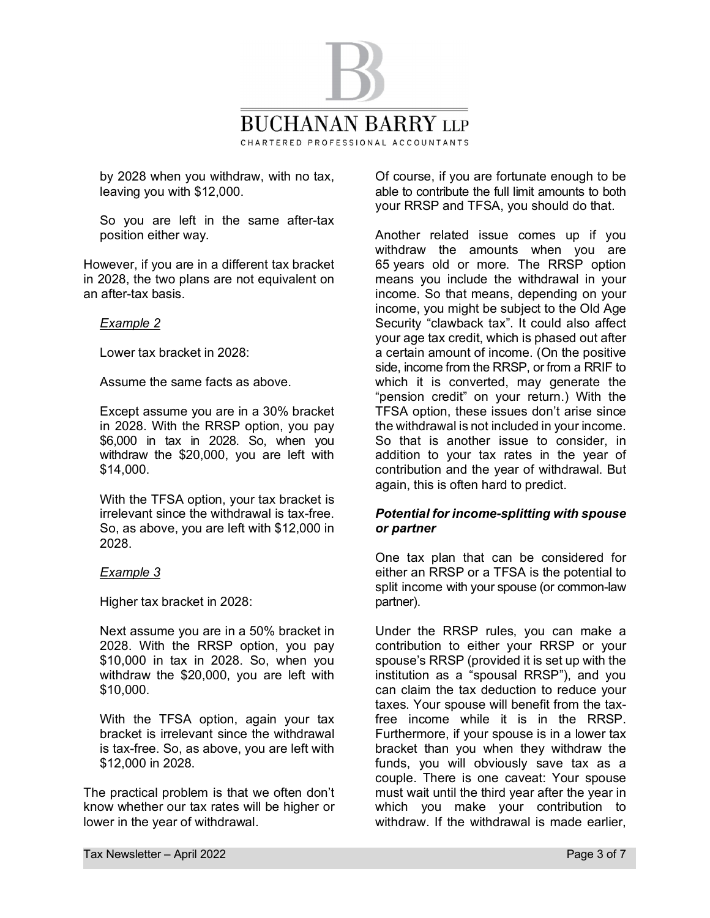by 2028 when you withdraw, with no tax, leaving you with $12,000.

So you are left in the same after-tax position either way.

However, if you are in a different tax bracket in 2028, the two plans are not equivalent on an after-tax basis.

*Example 2*

Lower tax bracket in 2028:

Assume the same facts as above.

Except assume you are in a 30% bracket in 2028. With the RRSP option, you pay $6,000 in tax in 2028. So, when you withdraw the $20,000, you are left with $14,000.

With the TFSA option, your tax bracket is irrelevant since the withdrawal is tax-free. So, as above, you are left with $12,000 in 2028.

*Example 3*

Higher tax bracket in 2028:

Next assume you are in a 50% bracket in 2028. With the RRSP option, you pay $10,000 in tax in 2028. So, when you withdraw the $20,000, you are left with $10,000.

With the TFSA option, again your tax bracket is irrelevant since the withdrawal is tax-free. So, as above, you are left with $12,000 in 2028.

The practical problem is that we often don't know whether our tax rates will be higher or lower in the year of withdrawal.

Of course, if you are fortunate enough to be able to contribute the full limit amounts to both your RRSP and TFSA, you should do that.

Another related issue comes up if you withdraw the amounts when you are 65 years old or more. The RRSP option means you include the withdrawal in your income. So that means, depending on your income, you might be subject to the Old Age Security "clawback tax". It could also affect your age tax credit, which is phased out after a certain amount of income. (On the positive side, income from the RRSP, or from a RRIF to which it is converted, may generate the "pension credit" on your return.) With the TFSA option, these issues don't arise since the withdrawal is not included in your income. So that is another issue to consider, in addition to your tax rates in the year of contribution and the year of withdrawal. But again, this is often hard to predict.

***Potential for income-splitting with spouse or partner***

One tax plan that can be considered for either an RRSP or a TFSA is the potential to split income with your spouse (or common-law partner).

Under the RRSP rules, you can make a contribution to either your RRSP or your spouse's RRSP (provided it is set up with the institution as a "spousal RRSP"), and you can claim the tax deduction to reduce your taxes. Your spouse will benefit from the tax-free income while it is in the RRSP. Furthermore, if your spouse is in a lower tax bracket than you when they withdraw the funds, you will obviously save tax as a couple. There is one caveat: Your spouse must wait until the third year after the year in which you make your contribution to withdraw. If the withdrawal is made earlier,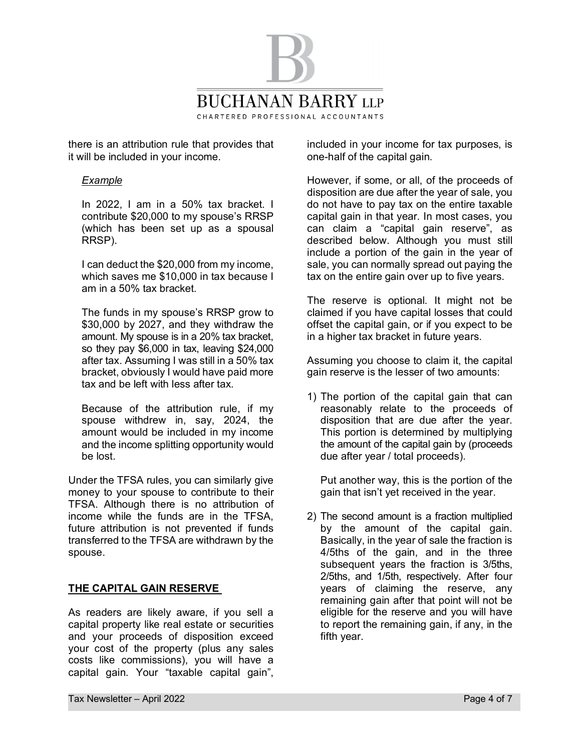there is an attribution rule that provides that it will be included in your income.

> *Example*
>
> In 2022, I am in a 50% tax bracket. I contribute $20,000 to my spouse's RRSP (which has been set up as a spousal RRSP).
>
> I can deduct the $20,000 from my income, which saves me $10,000 in tax because I am in a 50% tax bracket.
>
> The funds in my spouse's RRSP grow to $30,000 by 2027, and they withdraw the amount. My spouse is in a 20% tax bracket, so they pay $6,000 in tax, leaving $24,000 after tax. Assuming I was still in a 50% tax bracket, obviously I would have paid more tax and be left with less after tax.
>
> Because of the attribution rule, if my spouse withdrew in, say, 2024, the amount would be included in my income and the income splitting opportunity would be lost.

Under the TFSA rules, you can similarly give money to your spouse to contribute to their TFSA. Although there is no attribution of income while the funds are in the TFSA, future attribution is not prevented if funds transferred to the TFSA are withdrawn by the spouse.

## THE CAPITAL GAIN RESERVE

As readers are likely aware, if you sell a capital property like real estate or securities and your proceeds of disposition exceed your cost of the property (plus any sales costs like commissions), you will have a capital gain. Your "taxable capital gain", included in your income for tax purposes, is one-half of the capital gain.

However, if some, or all, of the proceeds of disposition are due after the year of sale, you do not have to pay tax on the entire taxable capital gain in that year. In most cases, you can claim a "capital gain reserve", as described below. Although you must still include a portion of the gain in the year of sale, you can normally spread out paying the tax on the entire gain over up to five years.

The reserve is optional. It might not be claimed if you have capital losses that could offset the capital gain, or if you expect to be in a higher tax bracket in future years.

Assuming you choose to claim it, the capital gain reserve is the lesser of two amounts:

1) The portion of the capital gain that can reasonably relate to the proceeds of disposition that are due after the year. This portion is determined by multiplying the amount of the capital gain by (proceeds due after year / total proceeds).

   Put another way, this is the portion of the gain that isn't yet received in the year.

2) The second amount is a fraction multiplied by the amount of the capital gain. Basically, in the year of sale the fraction is 4/5ths of the gain, and in the three subsequent years the fraction is 3/5ths, 2/5ths, and 1/5th, respectively. After four years of claiming the reserve, any remaining gain after that point will not be eligible for the reserve and you will have to report the remaining gain, if any, in the fifth year.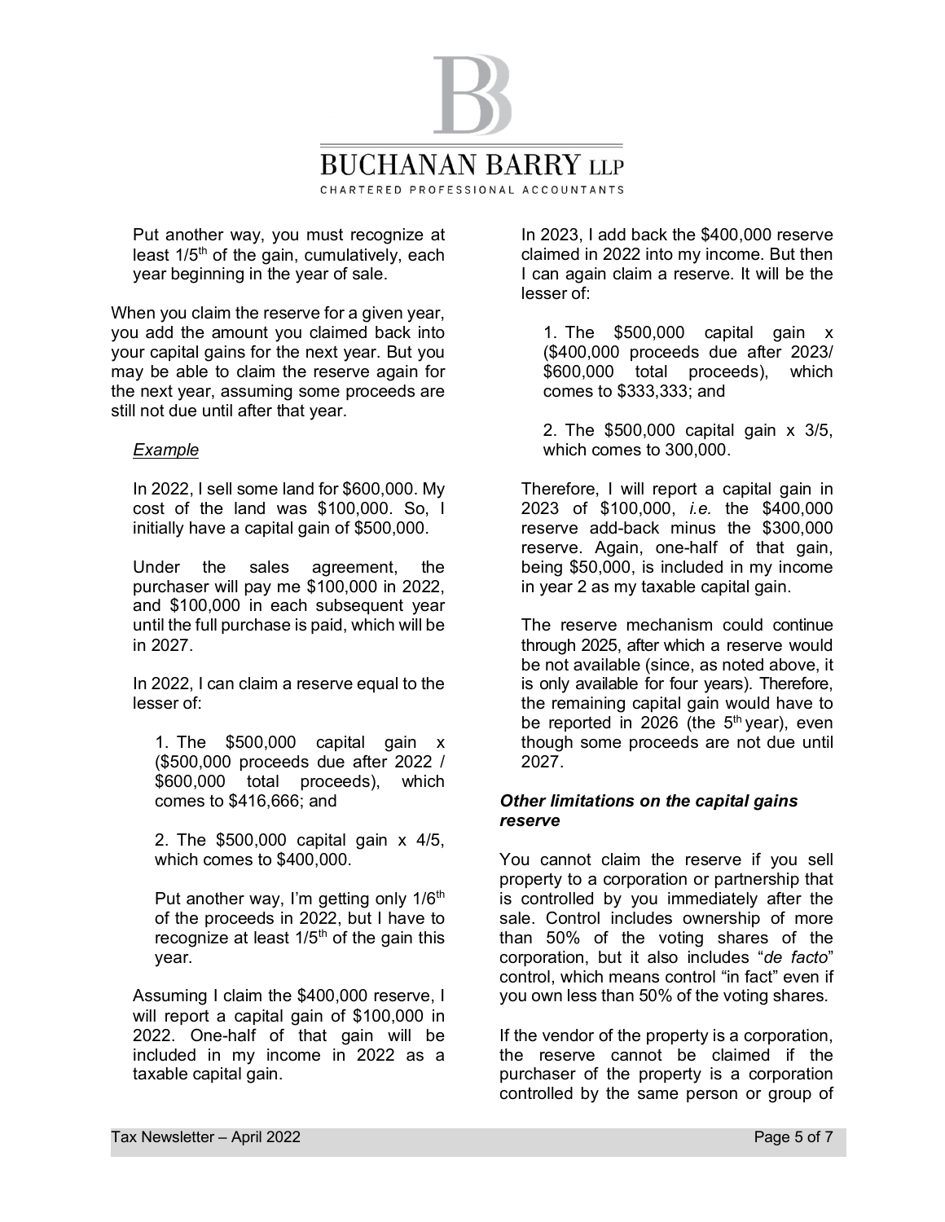Put another way, you must recognize at least 1/5th of the gain, cumulatively, each year beginning in the year of sale.

When you claim the reserve for a given year, you add the amount you claimed back into your capital gains for the next year. But you may be able to claim the reserve again for the next year, assuming some proceeds are still not due until after that year.

*Example*

In 2022, I sell some land for $600,000. My cost of the land was $100,000. So, I initially have a capital gain of $500,000.

Under the sales agreement, the purchaser will pay me $100,000 in 2022, and $100,000 in each subsequent year until the full purchase is paid, which will be in 2027.

In 2022, I can claim a reserve equal to the lesser of:

1. The $500,000 capital gain x ($500,000 proceeds due after 2022 / $600,000 total proceeds), which comes to $416,666; and

2. The $500,000 capital gain x 4/5, which comes to $400,000.

Put another way, I'm getting only 1/6th of the proceeds in 2022, but I have to recognize at least 1/5th of the gain this year.

Assuming I claim the $400,000 reserve, I will report a capital gain of $100,000 in 2022. One-half of that gain will be included in my income in 2022 as a taxable capital gain.

In 2023, I add back the $400,000 reserve claimed in 2022 into my income. But then I can again claim a reserve. It will be the lesser of:

1. The $500,000 capital gain x ($400,000 proceeds due after 2023/ $600,000 total proceeds), which comes to $333,333; and

2. The $500,000 capital gain x 3/5, which comes to 300,000.

Therefore, I will report a capital gain in 2023 of $100,000, *i.e.* the $400,000 reserve add-back minus the $300,000 reserve. Again, one-half of that gain, being $50,000, is included in my income in year 2 as my taxable capital gain.

The reserve mechanism could continue through 2025, after which a reserve would be not available (since, as noted above, it is only available for four years). Therefore, the remaining capital gain would have to be reported in 2026 (the 5th year), even though some proceeds are not due until 2027.

***Other limitations on the capital gains reserve***

You cannot claim the reserve if you sell property to a corporation or partnership that is controlled by you immediately after the sale. Control includes ownership of more than 50% of the voting shares of the corporation, but it also includes "*de facto*" control, which means control "in fact" even if you own less than 50% of the voting shares.

If the vendor of the property is a corporation, the reserve cannot be claimed if the purchaser of the property is a corporation controlled by the same person or group of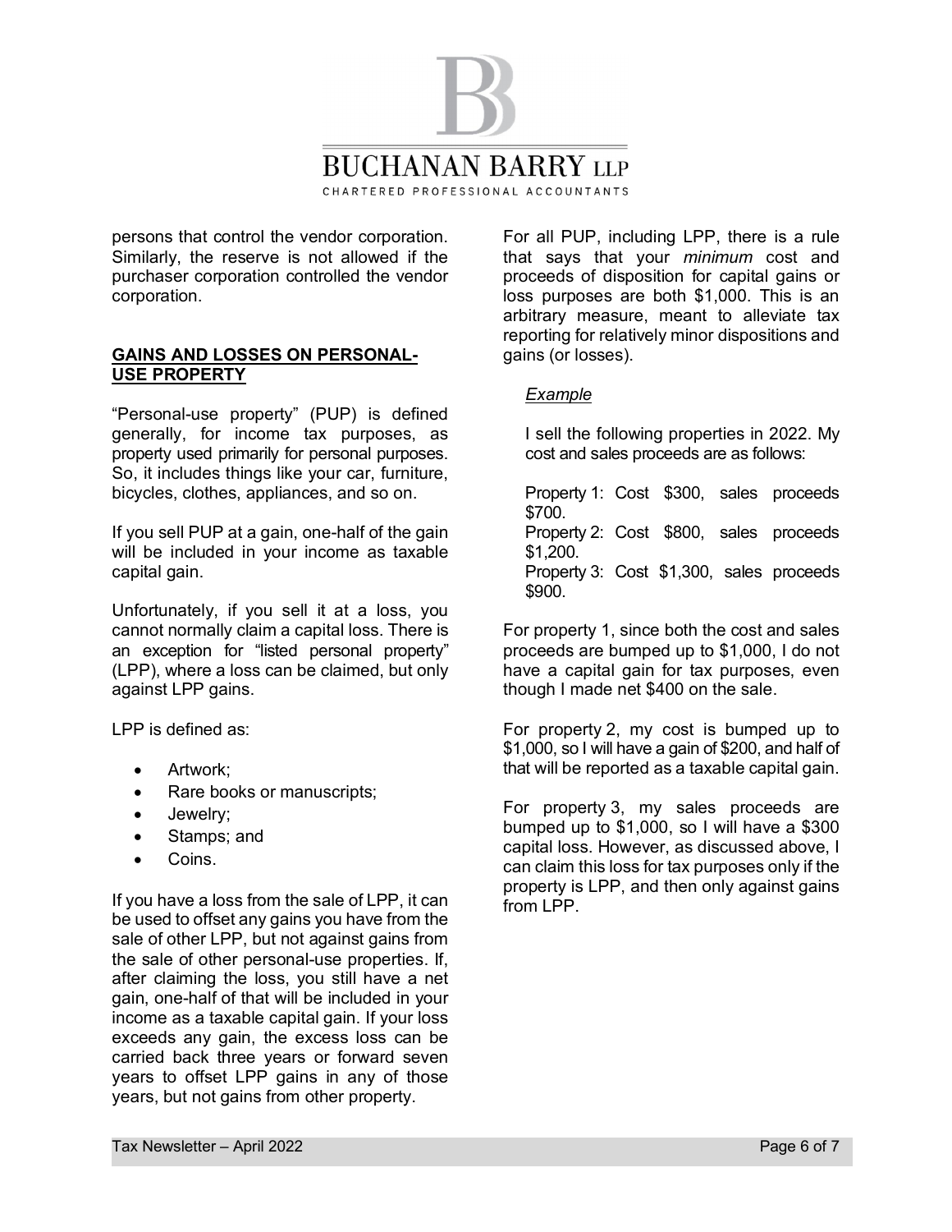persons that control the vendor corporation. Similarly, the reserve is not allowed if the purchaser corporation controlled the vendor corporation.

## GAINS AND LOSSES ON PERSONAL-USE PROPERTY

"Personal-use property" (PUP) is defined generally, for income tax purposes, as property used primarily for personal purposes. So, it includes things like your car, furniture, bicycles, clothes, appliances, and so on.

If you sell PUP at a gain, one-half of the gain will be included in your income as taxable capital gain.

Unfortunately, if you sell it at a loss, you cannot normally claim a capital loss. There is an exception for "listed personal property" (LPP), where a loss can be claimed, but only against LPP gains.

LPP is defined as:

- Artwork;
- Rare books or manuscripts;
- Jewelry;
- Stamps; and
- Coins.

If you have a loss from the sale of LPP, it can be used to offset any gains you have from the sale of other LPP, but not against gains from the sale of other personal-use properties. If, after claiming the loss, you still have a net gain, one-half of that will be included in your income as a taxable capital gain. If your loss exceeds any gain, the excess loss can be carried back three years or forward seven years to offset LPP gains in any of those years, but not gains from other property.

For all PUP, including LPP, there is a rule that says that your *minimum* cost and proceeds of disposition for capital gains or loss purposes are both $1,000. This is an arbitrary measure, meant to alleviate tax reporting for relatively minor dispositions and gains (or losses).

*Example*

I sell the following properties in 2022. My cost and sales proceeds are as follows:

Property 1: Cost $300, sales proceeds $700.
Property 2: Cost $800, sales proceeds $1,200.
Property 3: Cost $1,300, sales proceeds $900.

For property 1, since both the cost and sales proceeds are bumped up to $1,000, I do not have a capital gain for tax purposes, even though I made net $400 on the sale.

For property 2, my cost is bumped up to $1,000, so I will have a gain of $200, and half of that will be reported as a taxable capital gain.

For property 3, my sales proceeds are bumped up to $1,000, so I will have a $300 capital loss. However, as discussed above, I can claim this loss for tax purposes only if the property is LPP, and then only against gains from LPP.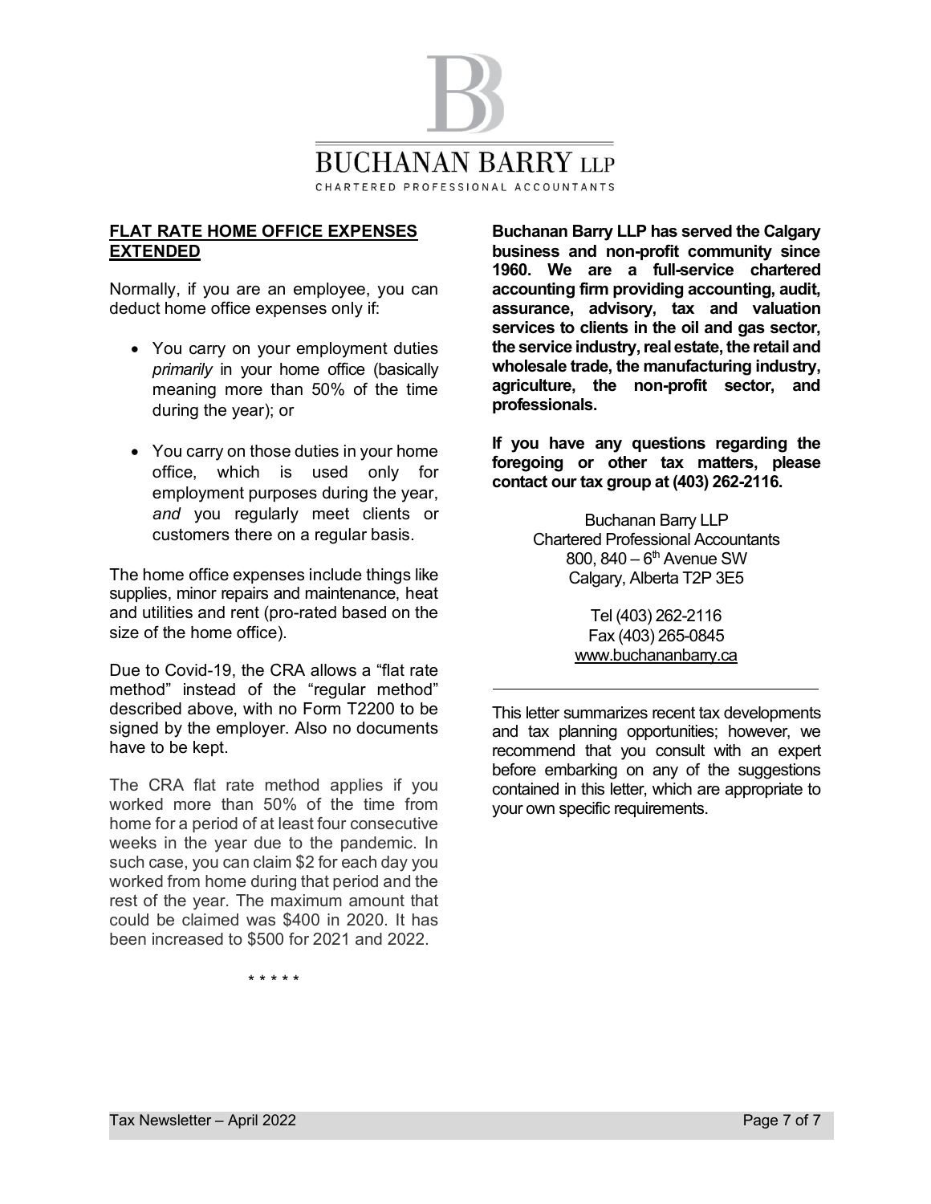# BUCHANAN BARRY LLP

CHARTERED PROFESSIONAL ACCOUNTANTS

## FLAT RATE HOME OFFICE EXPENSES EXTENDED

Normally, if you are an employee, you can deduct home office expenses only if:

- You carry on your employment duties *primarily* in your home office (basically meaning more than 50% of the time during the year); or
- You carry on those duties in your home office, which is used only for employment purposes during the year, *and* you regularly meet clients or customers there on a regular basis.

The home office expenses include things like supplies, minor repairs and maintenance, heat and utilities and rent (pro-rated based on the size of the home office).

Due to Covid-19, the CRA allows a "flat rate method" instead of the "regular method" described above, with no Form T2200 to be signed by the employer. Also no documents have to be kept.

The CRA flat rate method applies if you worked more than 50% of the time from home for a period of at least four consecutive weeks in the year due to the pandemic. In such case, you can claim $2 for each day you worked from home during that period and the rest of the year. The maximum amount that could be claimed was $400 in 2020. It has been increased to $500 for 2021 and 2022.

\* \* \* \* \*

**Buchanan Barry LLP has served the Calgary business and non-profit community since 1960. We are a full-service chartered accounting firm providing accounting, audit, assurance, advisory, tax and valuation services to clients in the oil and gas sector, the service industry, real estate, the retail and wholesale trade, the manufacturing industry, agriculture, the non-profit sector, and professionals.**

**If you have any questions regarding the foregoing or other tax matters, please contact our tax group at (403) 262-2116.**

Buchanan Barry LLP
Chartered Professional Accountants
800, 840 – 6th Avenue SW
Calgary, Alberta T2P 3E5

Tel (403) 262-2116
Fax (403) 265-0845
www.buchananbarry.ca

---

This letter summarizes recent tax developments and tax planning opportunities; however, we recommend that you consult with an expert before embarking on any of the suggestions contained in this letter, which are appropriate to your own specific requirements.